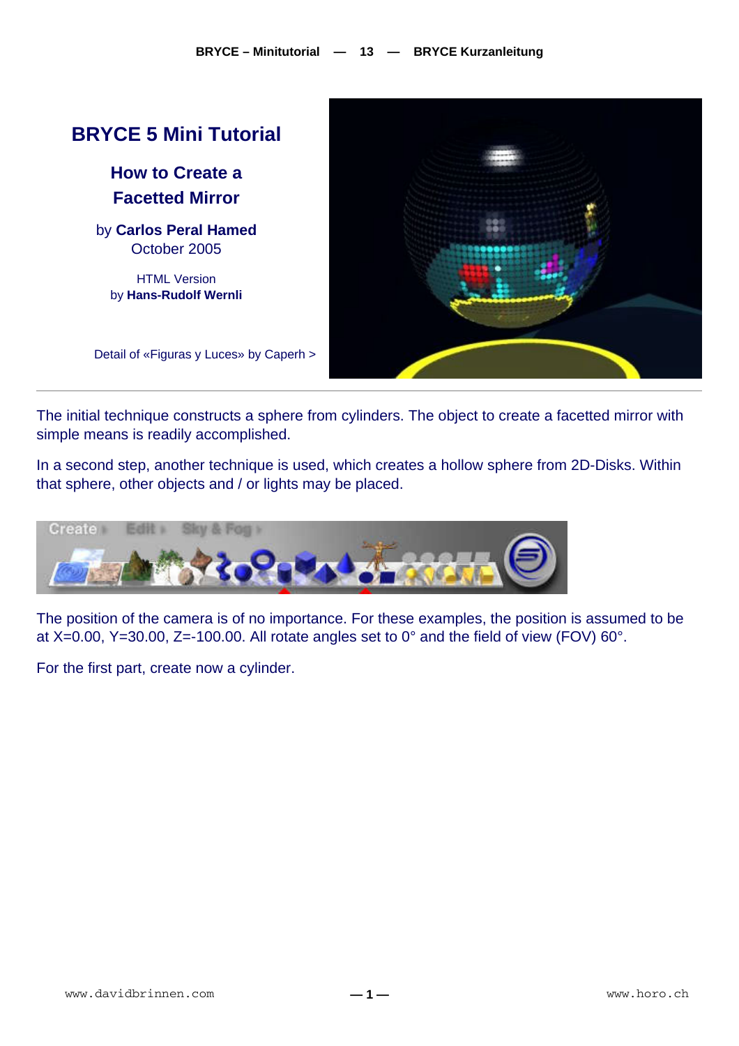# BRYCE 5 Mini Tutorial

## How to Create a Facetted Mirror

by **Carlos Peral Hamed**
October 2005

HTML Version
by **Hans-Rudolf Wernli**

Detail of «Figuras y Luces» by Caperh >

---

The initial technique constructs a sphere from cylinders. The object to create a facetted mirror with simple means is readily accomplished.

In a second step, another technique is used, which creates a hollow sphere from 2D-Disks. Within that sphere, other objects and / or lights may be placed.

The position of the camera is of no importance. For these examples, the position is assumed to be at X=0.00, Y=30.00, Z=-100.00. All rotate angles set to 0° and the field of view (FOV) 60°.

For the first part, create now a cylinder.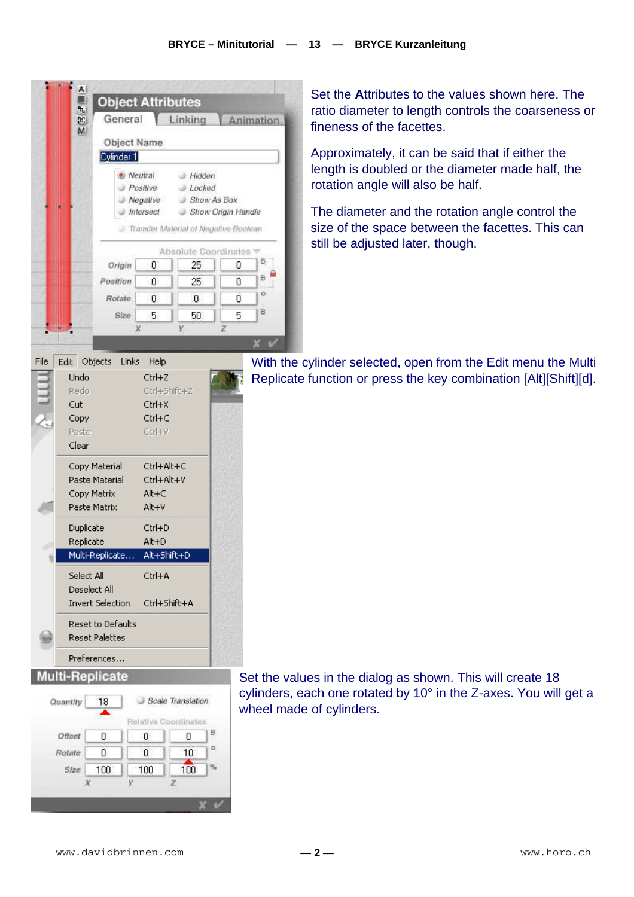Set the **A**ttributes to the values shown here. The ratio diameter to length controls the coarseness or fineness of the facettes.

Approximately, it can be said that if either the length is doubled or the diameter made half, the rotation angle will also be half.

The diameter and the rotation angle control the size of the space between the facettes. This can still be adjusted later, though.

With the cylinder selected, open from the Edit menu the Multi Replicate function or press the key combination [Alt][Shift][d].

Set the values in the dialog as shown. This will create 18 cylinders, each one rotated by 10° in the Z-axes. You will get a wheel made of cylinders.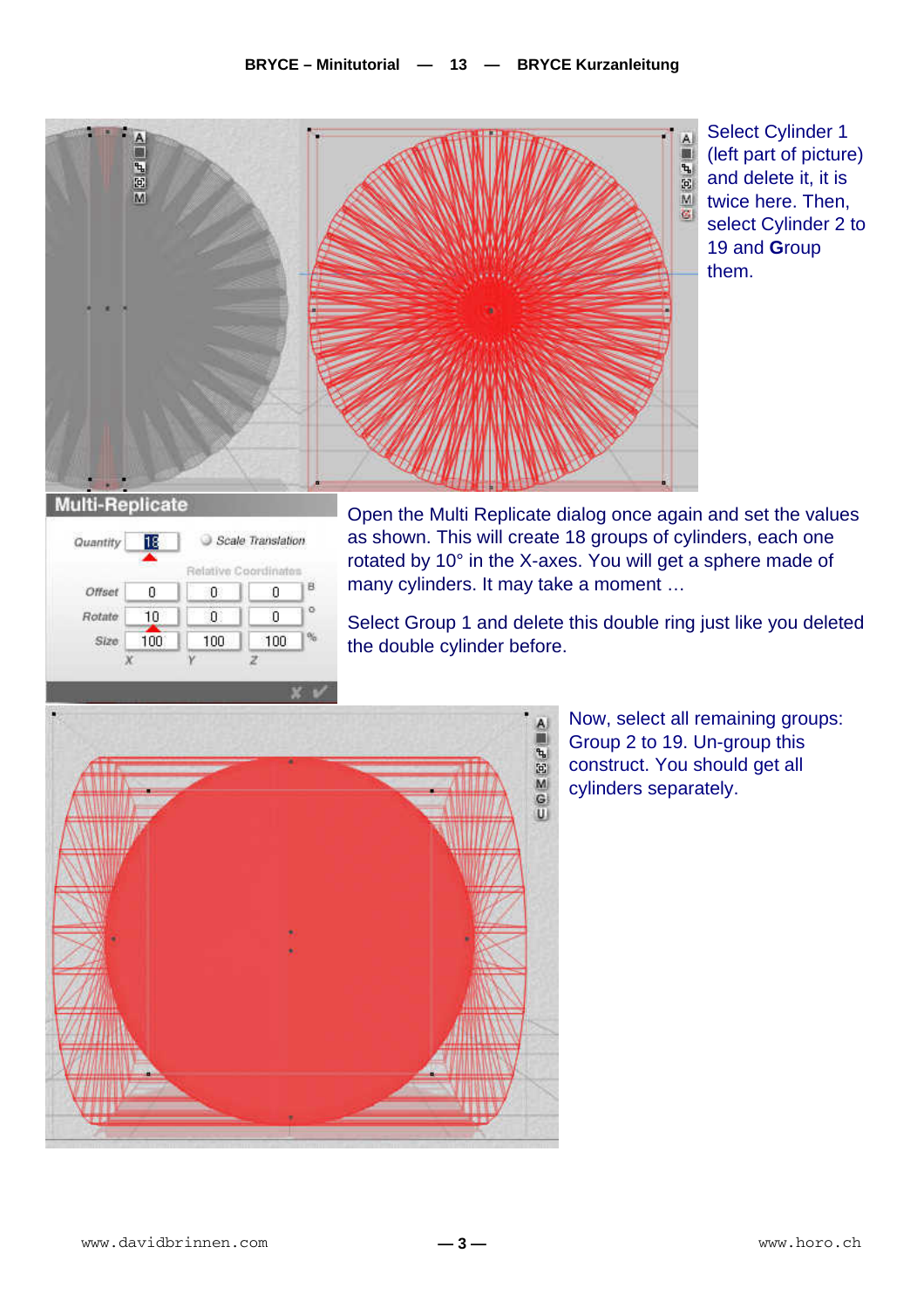Select Cylinder 1 (left part of picture) and delete it, it is twice here. Then, select Cylinder 2 to 19 and **G**roup them.

Open the Multi Replicate dialog once again and set the values as shown. This will create 18 groups of cylinders, each one rotated by 10° in the X-axes. You will get a sphere made of many cylinders. It may take a moment …

Select Group 1 and delete this double ring just like you deleted the double cylinder before.

Now, select all remaining groups: Group 2 to 19. Un-group this construct. You should get all cylinders separately.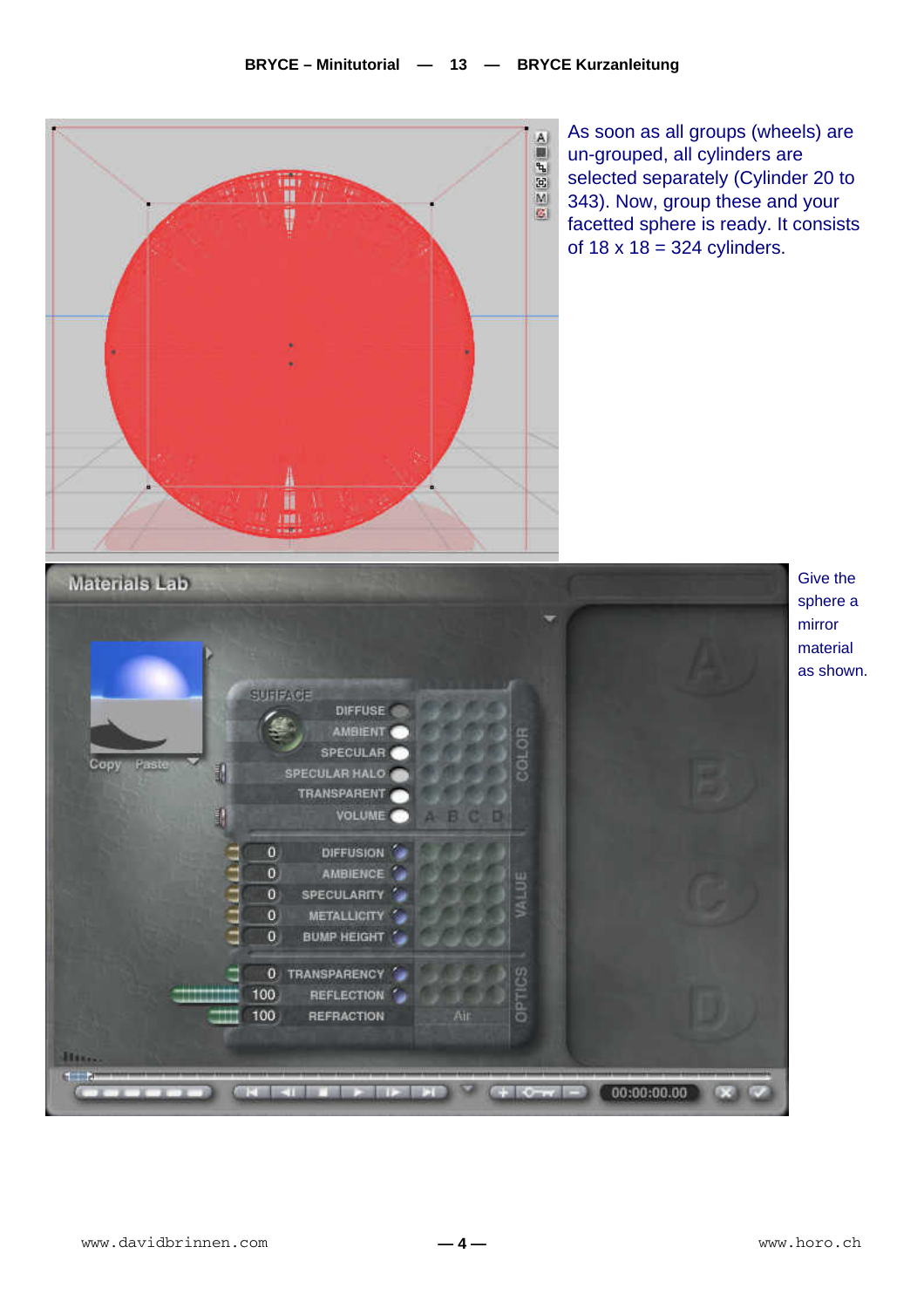As soon as all groups (wheels) are un-grouped, all cylinders are selected separately (Cylinder 20 to 343). Now, group these and your facetted sphere is ready. It consists of 18 x 18 = 324 cylinders.

Give the sphere a mirror material as shown.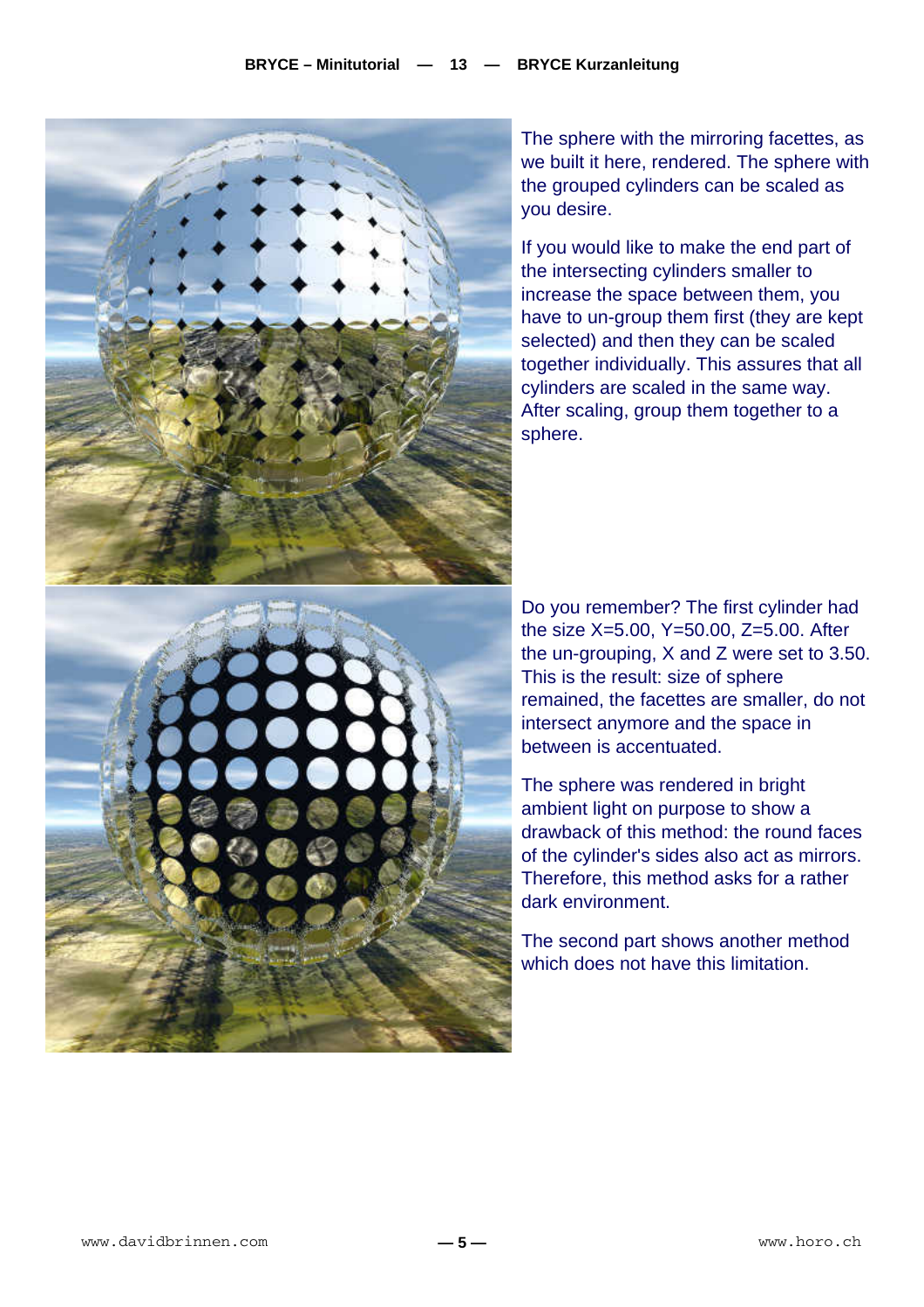The sphere with the mirroring facettes, as we built it here, rendered. The sphere with the grouped cylinders can be scaled as you desire.

If you would like to make the end part of the intersecting cylinders smaller to increase the space between them, you have to un-group them first (they are kept selected) and then they can be scaled together individually. This assures that all cylinders are scaled in the same way. After scaling, group them together to a sphere.

Do you remember? The first cylinder had the size X=5.00, Y=50.00, Z=5.00. After the un-grouping, X and Z were set to 3.50. This is the result: size of sphere remained, the facettes are smaller, do not intersect anymore and the space in between is accentuated.

The sphere was rendered in bright ambient light on purpose to show a drawback of this method: the round faces of the cylinder's sides also act as mirrors. Therefore, this method asks for a rather dark environment.

The second part shows another method which does not have this limitation.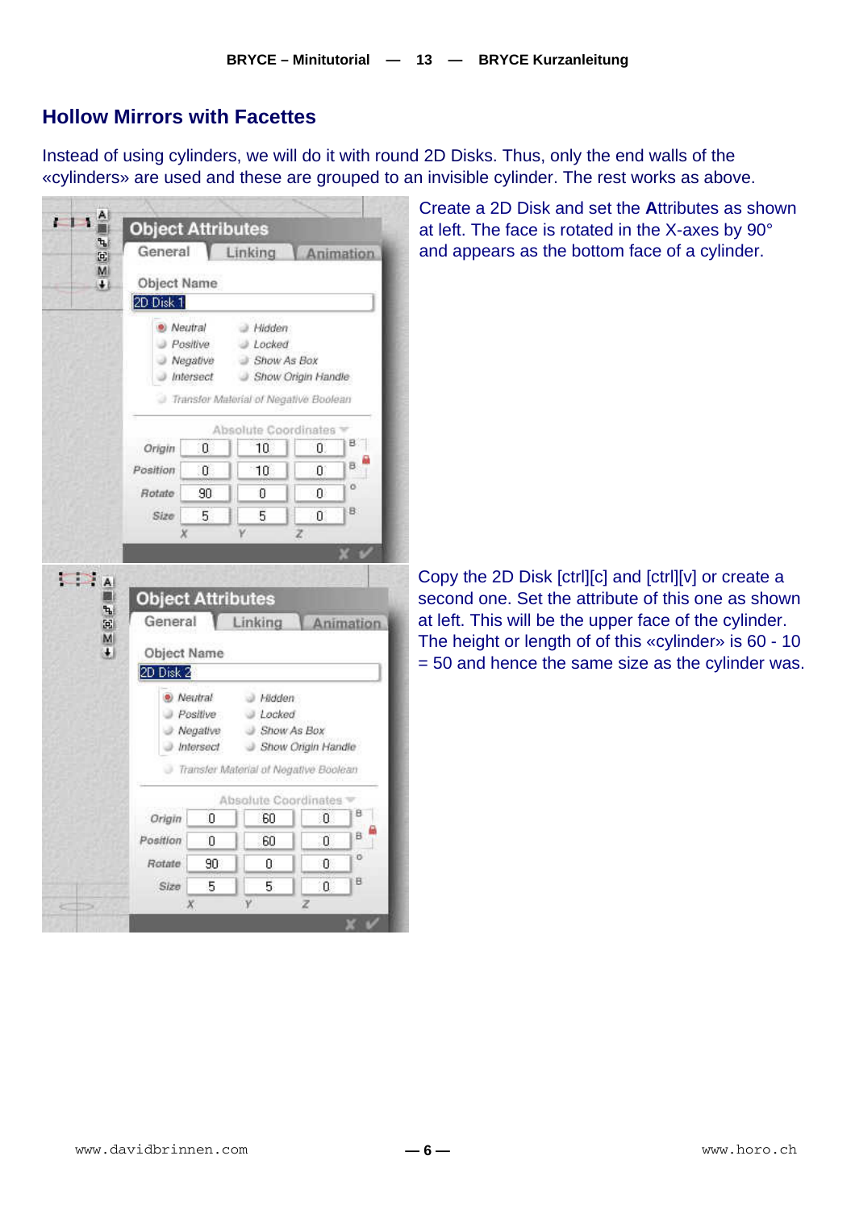## Hollow Mirrors with Facettes

Instead of using cylinders, we will do it with round 2D Disks. Thus, only the end walls of the «cylinders» are used and these are grouped to an invisible cylinder. The rest works as above.

Create a 2D Disk and set the **A**ttributes as shown at left. The face is rotated in the X-axes by 90° and appears as the bottom face of a cylinder.

Copy the 2D Disk [ctrl][c] and [ctrl][v] or create a second one. Set the attribute of this one as shown at left. This will be the upper face of the cylinder. The height or length of of this «cylinder» is 60 - 10 = 50 and hence the same size as the cylinder was.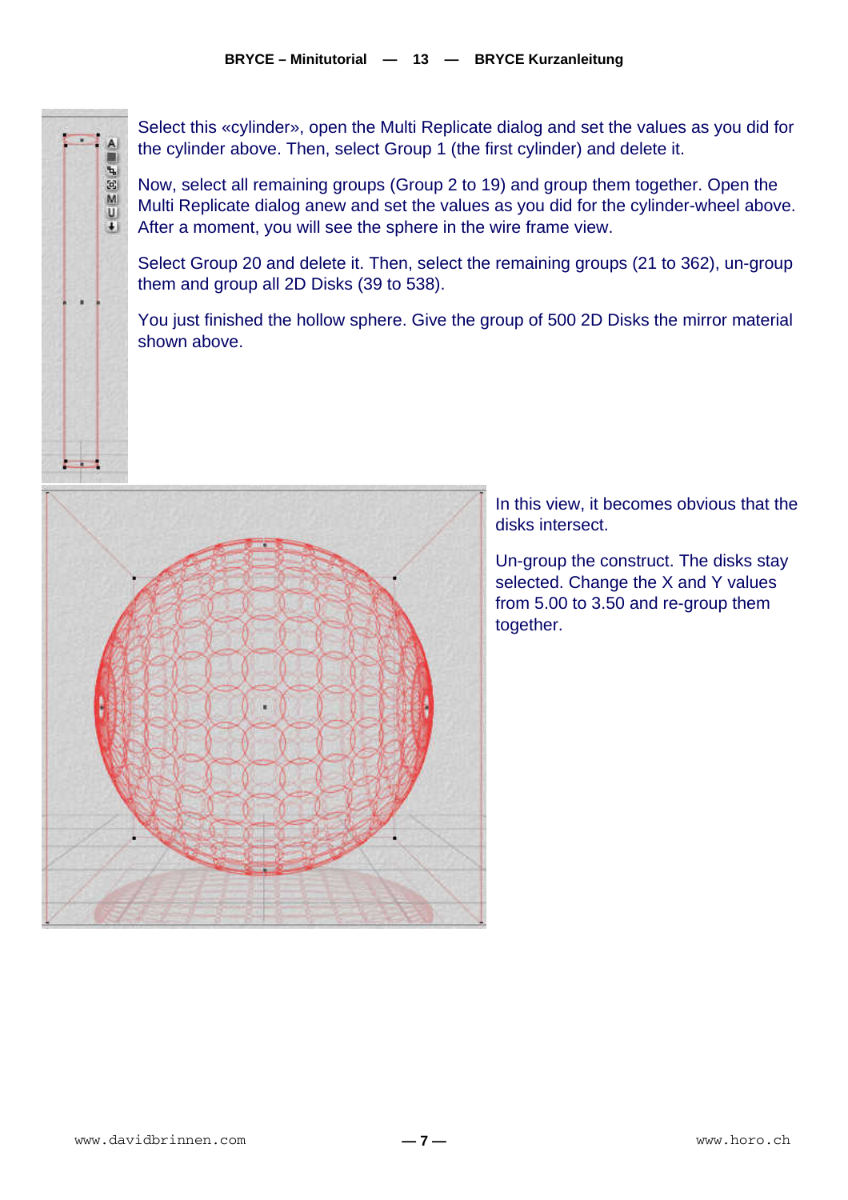Select this «cylinder», open the Multi Replicate dialog and set the values as you did for the cylinder above. Then, select Group 1 (the first cylinder) and delete it.

Now, select all remaining groups (Group 2 to 19) and group them together. Open the Multi Replicate dialog anew and set the values as you did for the cylinder-wheel above. After a moment, you will see the sphere in the wire frame view.

Select Group 20 and delete it. Then, select the remaining groups (21 to 362), un-group them and group all 2D Disks (39 to 538).

You just finished the hollow sphere. Give the group of 500 2D Disks the mirror material shown above.

In this view, it becomes obvious that the disks intersect.

Un-group the construct. The disks stay selected. Change the X and Y values from 5.00 to 3.50 and re-group them together.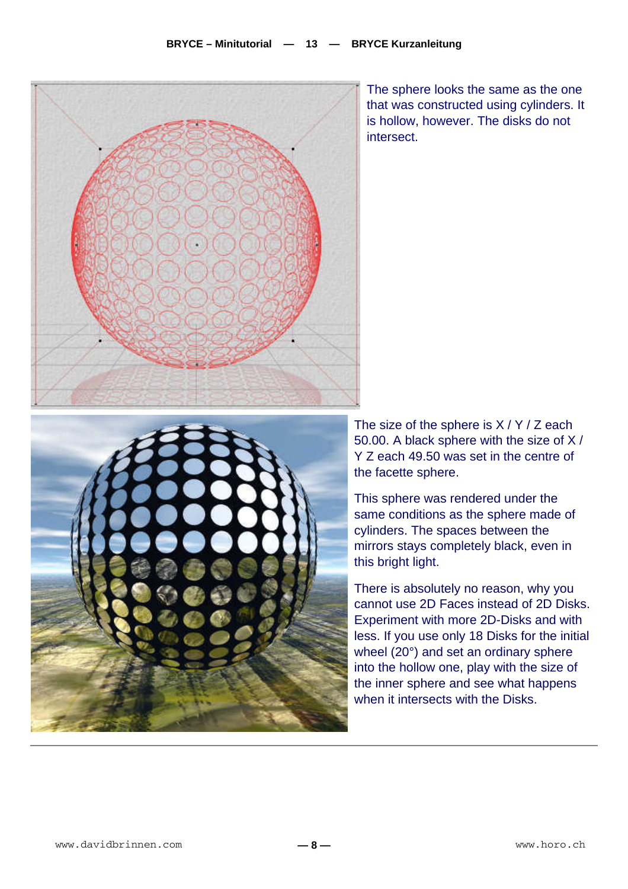The sphere looks the same as the one that was constructed using cylinders. It is hollow, however. The disks do not intersect.

The size of the sphere is X / Y / Z each 50.00. A black sphere with the size of X / Y Z each 49.50 was set in the centre of the facette sphere.

This sphere was rendered under the same conditions as the sphere made of cylinders. The spaces between the mirrors stays completely black, even in this bright light.

There is absolutely no reason, why you cannot use 2D Faces instead of 2D Disks. Experiment with more 2D-Disks and with less. If you use only 18 Disks for the initial wheel (20°) and set an ordinary sphere into the hollow one, play with the size of the inner sphere and see what happens when it intersects with the Disks.